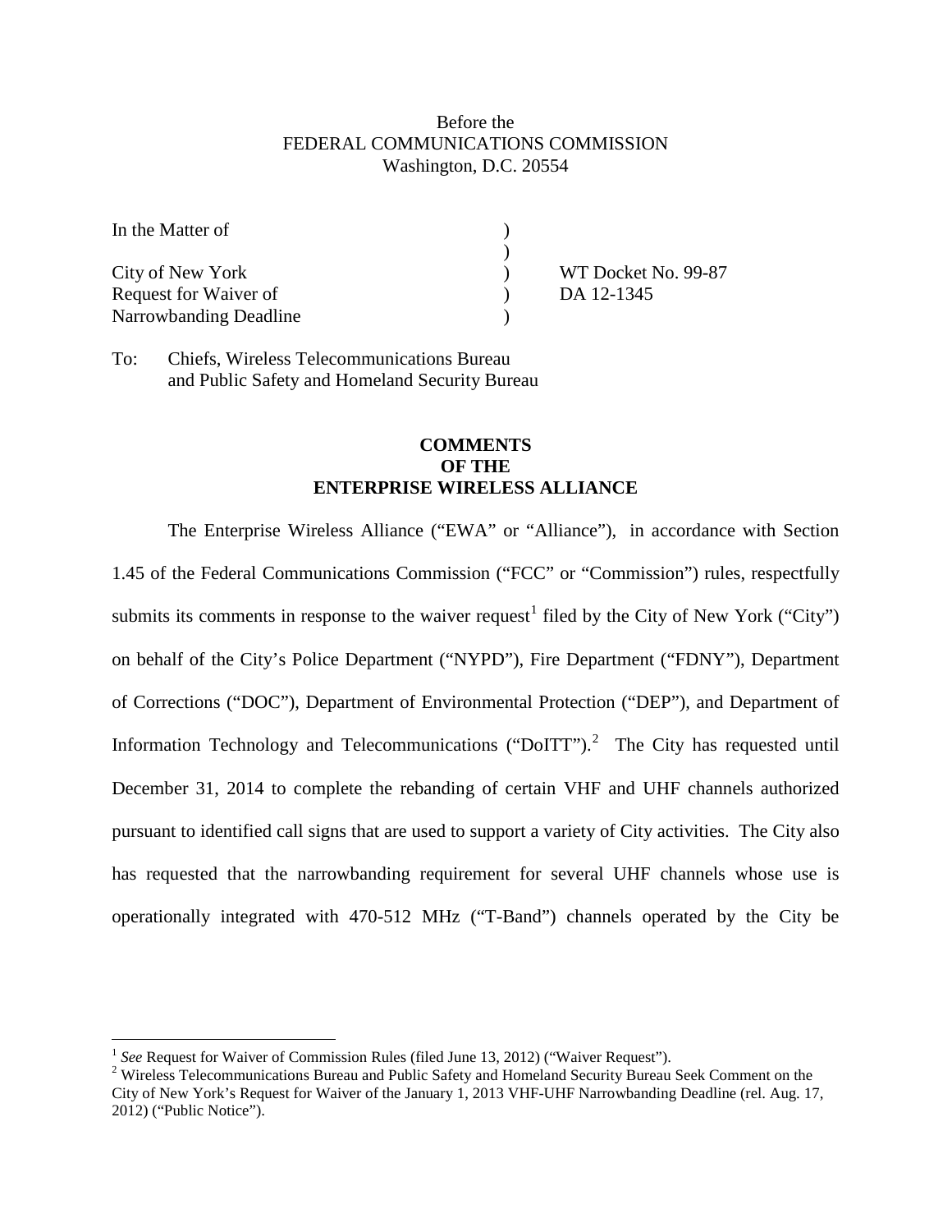Before the
FEDERAL COMMUNICATIONS COMMISSION
Washington, D.C. 20554

| | | |
|---|---|---|
| In the Matter of | ) | |
| | ) | |
| City of New York | ) | WT Docket No. 99-87 |
| Request for Waiver of | ) | DA 12-1345 |
| Narrowbanding Deadline | ) | |

To: Chiefs, Wireless Telecommunications Bureau
and Public Safety and Homeland Security Bureau

**COMMENTS
OF THE
ENTERPRISE WIRELESS ALLIANCE**

The Enterprise Wireless Alliance ("EWA" or "Alliance"), in accordance with Section 1.45 of the Federal Communications Commission ("FCC" or "Commission") rules, respectfully submits its comments in response to the waiver request[1] filed by the City of New York ("City") on behalf of the City's Police Department ("NYPD"), Fire Department ("FDNY"), Department of Corrections ("DOC"), Department of Environmental Protection ("DEP"), and Department of Information Technology and Telecommunications ("DoITT").[2] The City has requested until December 31, 2014 to complete the rebanding of certain VHF and UHF channels authorized pursuant to identified call signs that are used to support a variety of City activities. The City also has requested that the narrowbanding requirement for several UHF channels whose use is operationally integrated with 470-512 MHz ("T-Band") channels operated by the City be

---

[1] *See* Request for Waiver of Commission Rules (filed June 13, 2012) ("Waiver Request").

[2] Wireless Telecommunications Bureau and Public Safety and Homeland Security Bureau Seek Comment on the City of New York's Request for Waiver of the January 1, 2013 VHF-UHF Narrowbanding Deadline (rel. Aug. 17, 2012) ("Public Notice").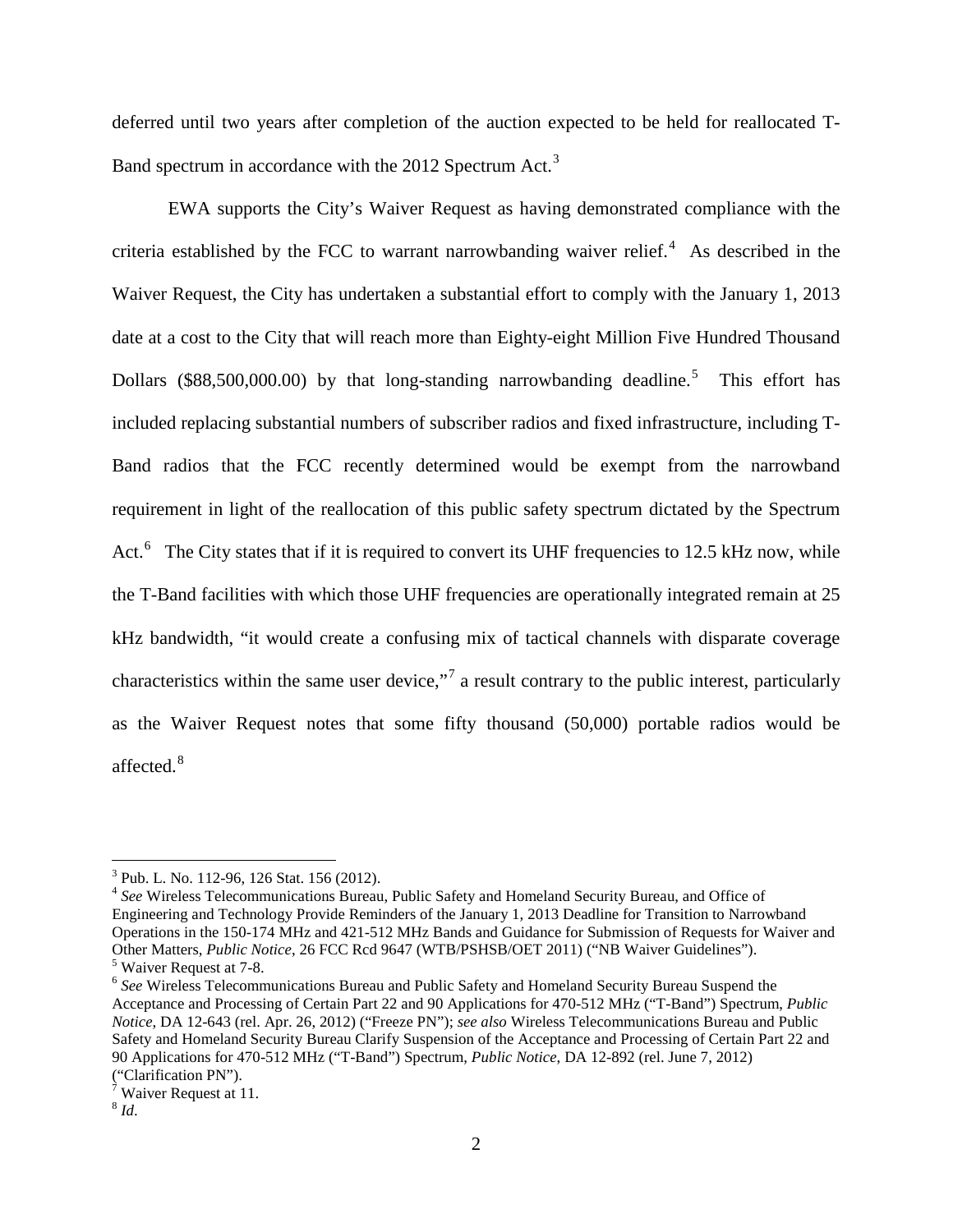deferred until two years after completion of the auction expected to be held for reallocated T-Band spectrum in accordance with the 2012 Spectrum Act.[3]

EWA supports the City's Waiver Request as having demonstrated compliance with the criteria established by the FCC to warrant narrowbanding waiver relief.[4] As described in the Waiver Request, the City has undertaken a substantial effort to comply with the January 1, 2013 date at a cost to the City that will reach more than Eighty-eight Million Five Hundred Thousand Dollars ($88,500,000.00) by that long-standing narrowbanding deadline.[5] This effort has included replacing substantial numbers of subscriber radios and fixed infrastructure, including T-Band radios that the FCC recently determined would be exempt from the narrowband requirement in light of the reallocation of this public safety spectrum dictated by the Spectrum Act.[6] The City states that if it is required to convert its UHF frequencies to 12.5 kHz now, while the T-Band facilities with which those UHF frequencies are operationally integrated remain at 25 kHz bandwidth, "it would create a confusing mix of tactical channels with disparate coverage characteristics within the same user device,"[7] a result contrary to the public interest, particularly as the Waiver Request notes that some fifty thousand (50,000) portable radios would be affected.[8]

---

[3] Pub. L. No. 112-96, 126 Stat. 156 (2012).

[4] *See* Wireless Telecommunications Bureau, Public Safety and Homeland Security Bureau, and Office of Engineering and Technology Provide Reminders of the January 1, 2013 Deadline for Transition to Narrowband Operations in the 150-174 MHz and 421-512 MHz Bands and Guidance for Submission of Requests for Waiver and Other Matters, *Public Notice*, 26 FCC Rcd 9647 (WTB/PSHSB/OET 2011) ("NB Waiver Guidelines").

[5] Waiver Request at 7-8.

[6] *See* Wireless Telecommunications Bureau and Public Safety and Homeland Security Bureau Suspend the Acceptance and Processing of Certain Part 22 and 90 Applications for 470-512 MHz ("T-Band") Spectrum, *Public Notice*, DA 12-643 (rel. Apr. 26, 2012) ("Freeze PN"); *see also* Wireless Telecommunications Bureau and Public Safety and Homeland Security Bureau Clarify Suspension of the Acceptance and Processing of Certain Part 22 and 90 Applications for 470-512 MHz ("T-Band") Spectrum, *Public Notice*, DA 12-892 (rel. June 7, 2012) ("Clarification PN").

[7] Waiver Request at 11.

[8] *Id*.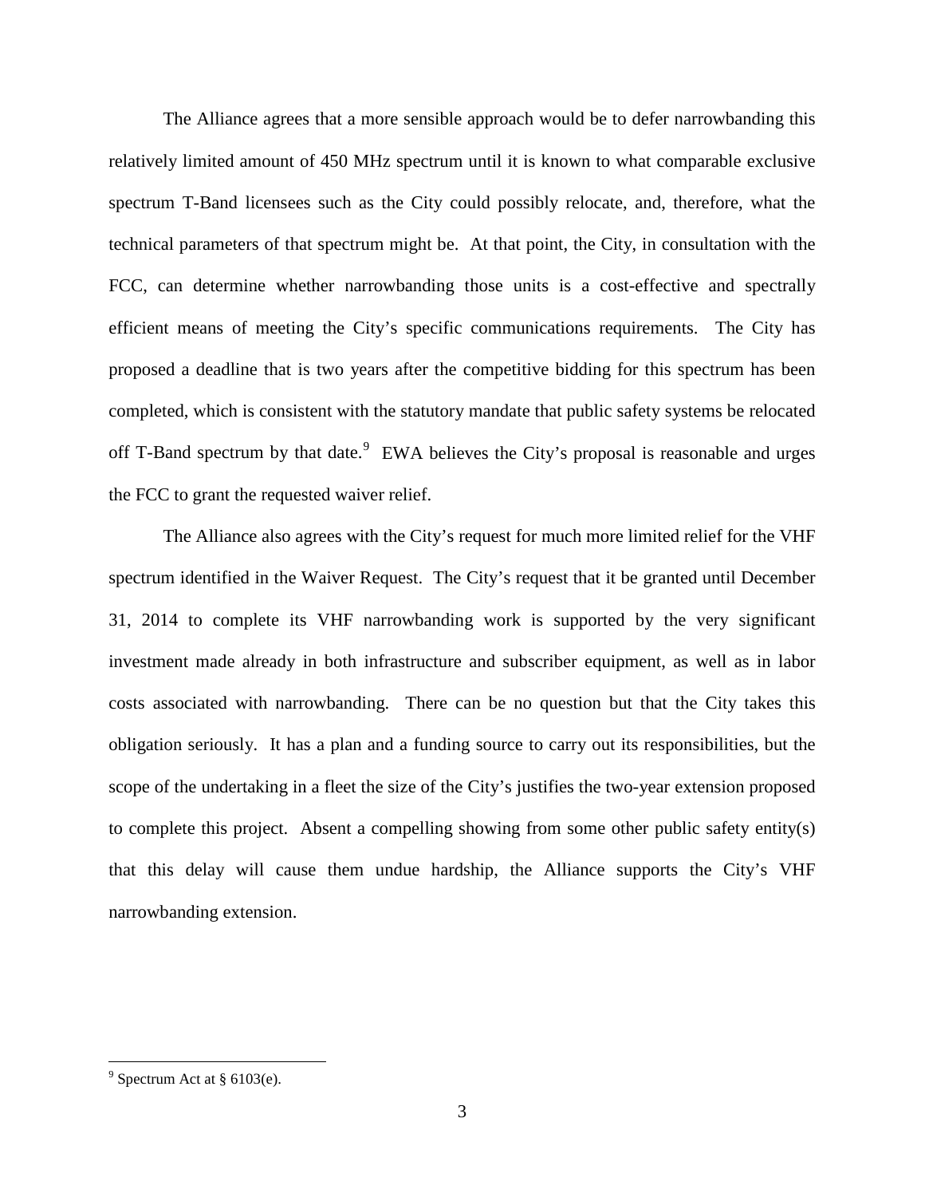The Alliance agrees that a more sensible approach would be to defer narrowbanding this relatively limited amount of 450 MHz spectrum until it is known to what comparable exclusive spectrum T-Band licensees such as the City could possibly relocate, and, therefore, what the technical parameters of that spectrum might be. At that point, the City, in consultation with the FCC, can determine whether narrowbanding those units is a cost-effective and spectrally efficient means of meeting the City's specific communications requirements. The City has proposed a deadline that is two years after the competitive bidding for this spectrum has been completed, which is consistent with the statutory mandate that public safety systems be relocated off T-Band spectrum by that date.[9] EWA believes the City's proposal is reasonable and urges the FCC to grant the requested waiver relief.

The Alliance also agrees with the City's request for much more limited relief for the VHF spectrum identified in the Waiver Request. The City's request that it be granted until December 31, 2014 to complete its VHF narrowbanding work is supported by the very significant investment made already in both infrastructure and subscriber equipment, as well as in labor costs associated with narrowbanding. There can be no question but that the City takes this obligation seriously. It has a plan and a funding source to carry out its responsibilities, but the scope of the undertaking in a fleet the size of the City's justifies the two-year extension proposed to complete this project. Absent a compelling showing from some other public safety entity(s) that this delay will cause them undue hardship, the Alliance supports the City's VHF narrowbanding extension.

---

[9] Spectrum Act at § 6103(e).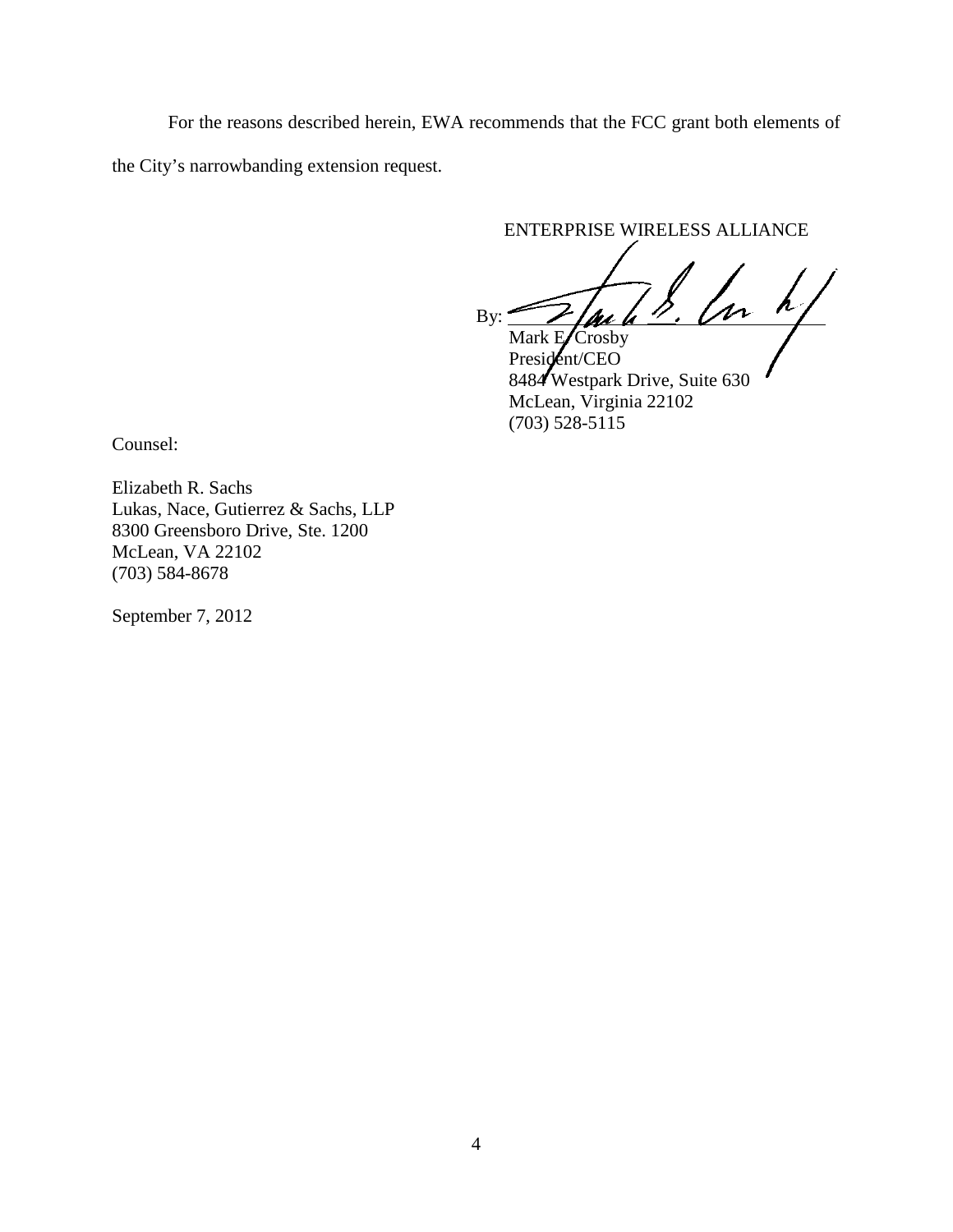For the reasons described herein, EWA recommends that the FCC grant both elements of the City's narrowbanding extension request.

ENTERPRISE WIRELESS ALLIANCE

By: \_\_\_\_\_\_\_\_\_\_\_\_\_\_\_\_\_\_\_\_\_\_\_\_\_\_\_\_

Mark E. Crosby
President/CEO
8484 Westpark Drive, Suite 630
McLean, Virginia 22102
(703) 528-5115

Counsel:

Elizabeth R. Sachs
Lukas, Nace, Gutierrez & Sachs, LLP
8300 Greensboro Drive, Ste. 1200
McLean, VA 22102
(703) 584-8678

September 7, 2012